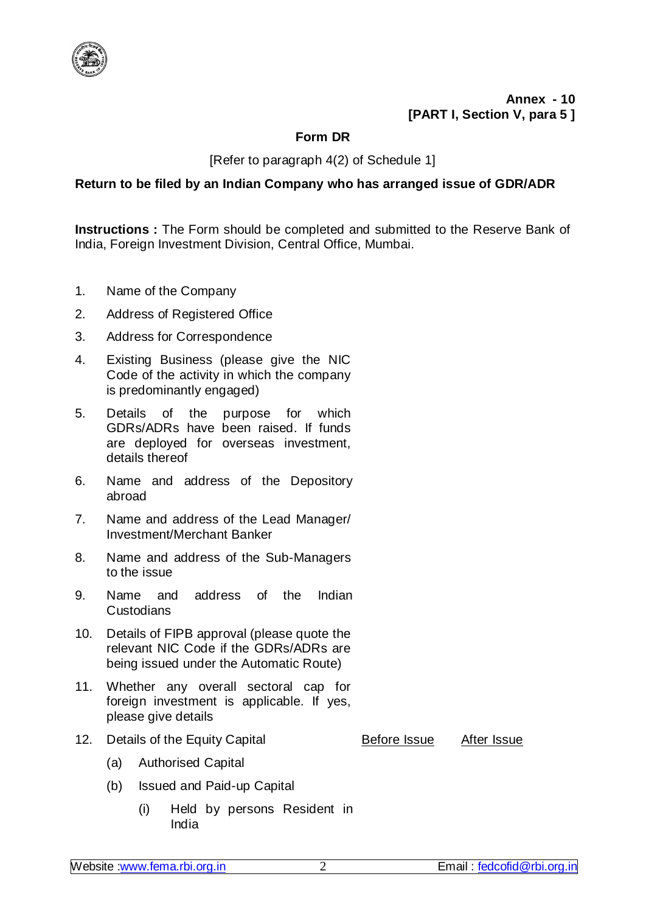**Annex - 10**
**[PART I, Section V, para 5 ]**

## Form DR

[Refer to paragraph 4(2) of Schedule 1]

**Return to be filed by an Indian Company who has arranged issue of GDR/ADR**

**Instructions :** The Form should be completed and submitted to the Reserve Bank of India, Foreign Investment Division, Central Office, Mumbai.

1. Name of the Company
2. Address of Registered Office
3. Address for Correspondence
4. Existing Business (please give the NIC Code of the activity in which the company is predominantly engaged)
5. Details of the purpose for which GDRs/ADRs have been raised. If funds are deployed for overseas investment, details thereof
6. Name and address of the Depository abroad
7. Name and address of the Lead Manager/ Investment/Merchant Banker
8. Name and address of the Sub-Managers to the issue
9. Name and address of the Indian Custodians
10. Details of FIPB approval (please quote the relevant NIC Code if the GDRs/ADRs are being issued under the Automatic Route)
11. Whether any overall sectoral cap for foreign investment is applicable. If yes, please give details
12. Details of the Equity Capital

| | Before Issue | After Issue |
|---|---|---|
| (a) Authorised Capital | | |
| (b) Issued and Paid-up Capital | | |
| (i) Held by persons Resident in India | | |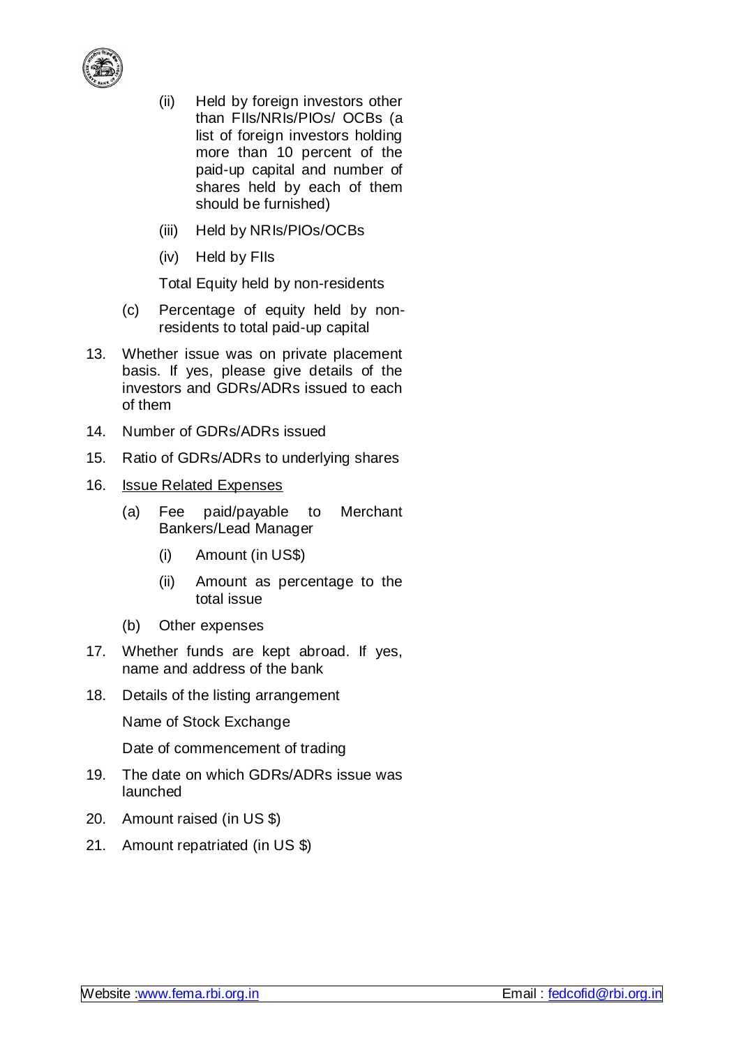(ii) Held by foreign investors other than FIIs/NRIs/PIOs/ OCBs (a list of foreign investors holding more than 10 percent of the paid-up capital and number of shares held by each of them should be furnished)

(iii) Held by NRIs/PIOs/OCBs

(iv) Held by FIIs

Total Equity held by non-residents

(c) Percentage of equity held by non-residents to total paid-up capital

13. Whether issue was on private placement basis. If yes, please give details of the investors and GDRs/ADRs issued to each of them

14. Number of GDRs/ADRs issued

15. Ratio of GDRs/ADRs to underlying shares

16. <u>Issue Related Expenses</u>

 (a) Fee paid/payable to Merchant Bankers/Lead Manager

  (i) Amount (in US$)

  (ii) Amount as percentage to the total issue

 (b) Other expenses

17. Whether funds are kept abroad. If yes, name and address of the bank

18. Details of the listing arrangement

 Name of Stock Exchange

 Date of commencement of trading

19. The date on which GDRs/ADRs issue was launched

20. Amount raised (in US $)

21. Amount repatriated (in US $)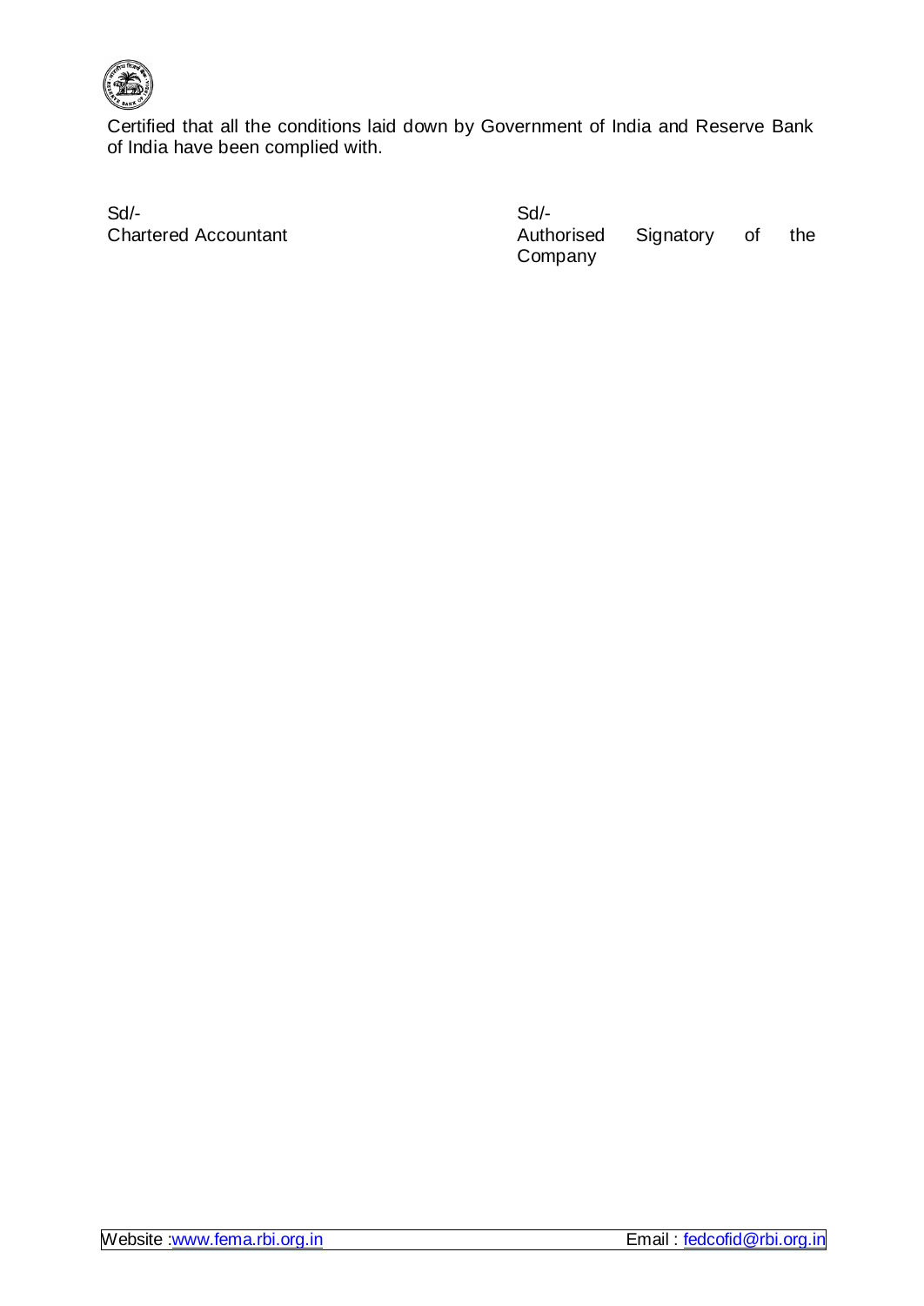Certified that all the conditions laid down by Government of India and Reserve Bank of India have been complied with.

| | |
|---|---|
| Sd/-<br>Chartered Accountant | Sd/-<br>Authorised Signatory of the Company |